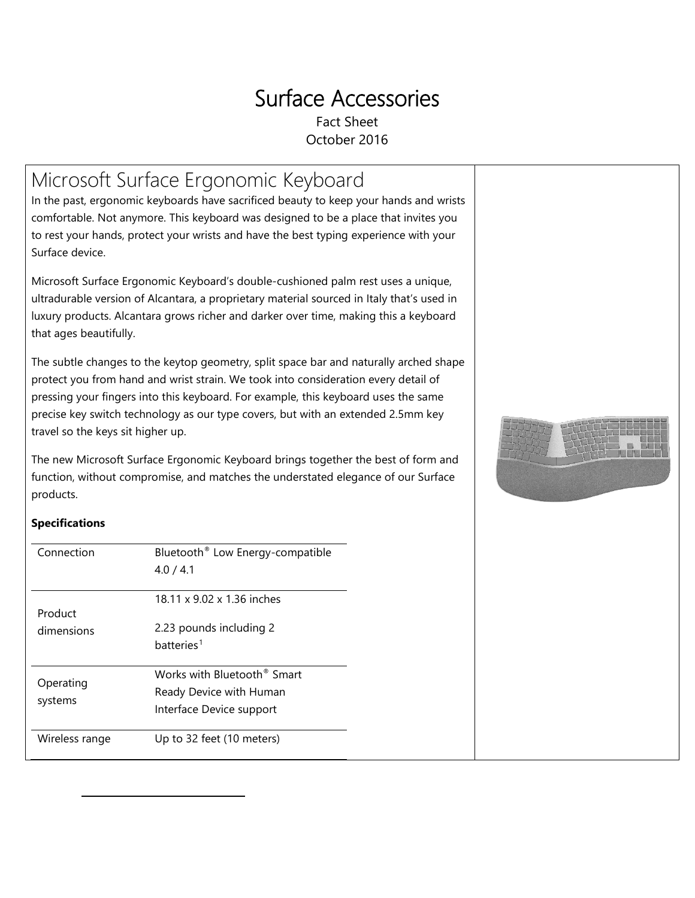# Surface Accessories

Fact Sheet

October 2016

## Microsoft Surface Ergonomic Keyboard

In the past, ergonomic keyboards have sacrificed beauty to keep your hands and wrists comfortable. Not anymore. This keyboard was designed to be a place that invites you to rest your hands, protect your wrists and have the best typing experience with your Surface device.

Microsoft Surface Ergonomic Keyboard's double-cushioned palm rest uses a unique, ultradurable version of Alcantara, a proprietary material sourced in Italy that's used in luxury products. Alcantara grows richer and darker over time, making this a keyboard that ages beautifully.

The subtle changes to the keytop geometry, split space bar and naturally arched shape protect you from hand and wrist strain. We took into consideration every detail of pressing your fingers into this keyboard. For example, this keyboard uses the same precise key switch technology as our type covers, but with an extended 2.5mm key travel so the keys sit higher up.

The new Microsoft Surface Ergonomic Keyboard brings together the best of form and function, without compromise, and matches the understated elegance of our Surface products.

**Specifications**

| | |
|---|---|
| Connection | Bluetooth® Low Energy-compatible 4.0 / 4.1 |
| Product dimensions | 18.11 x 9.02 x 1.36 inches<br><br>2.23 pounds including 2 batteries[1] |
| Operating systems | Works with Bluetooth® Smart Ready Device with Human Interface Device support |
| Wireless range | Up to 32 feet (10 meters) |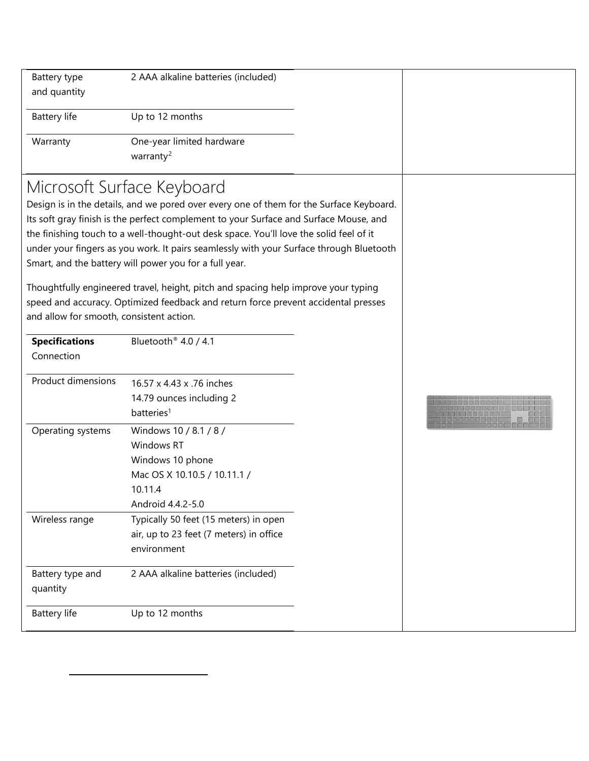| | |
|---|---|
| Battery type and quantity | 2 AAA alkaline batteries (included) |
| Battery life | Up to 12 months |
| Warranty | One-year limited hardware warranty[2] |

# Microsoft Surface Keyboard

Design is in the details, and we pored over every one of them for the Surface Keyboard. Its soft gray finish is the perfect complement to your Surface and Surface Mouse, and the finishing touch to a well-thought-out desk space. You'll love the solid feel of it under your fingers as you work. It pairs seamlessly with your Surface through Bluetooth Smart, and the battery will power you for a full year.

Thoughtfully engineered travel, height, pitch and spacing help improve your typing speed and accuracy. Optimized feedback and return force prevent accidental presses and allow for smooth, consistent action.

| **Specifications** | |
|---|---|
| Connection | Bluetooth® 4.0 / 4.1 |
| Product dimensions | 16.57 x 4.43 x .76 inches<br>14.79 ounces including 2 batteries[1] |
| Operating systems | Windows 10 / 8.1 / 8 /<br>Windows RT<br>Windows 10 phone<br>Mac OS X 10.10.5 / 10.11.1 / 10.11.4<br>Android 4.4.2-5.0 |
| Wireless range | Typically 50 feet (15 meters) in open air, up to 23 feet (7 meters) in office environment |
| Battery type and quantity | 2 AAA alkaline batteries (included) |
| Battery life | Up to 12 months |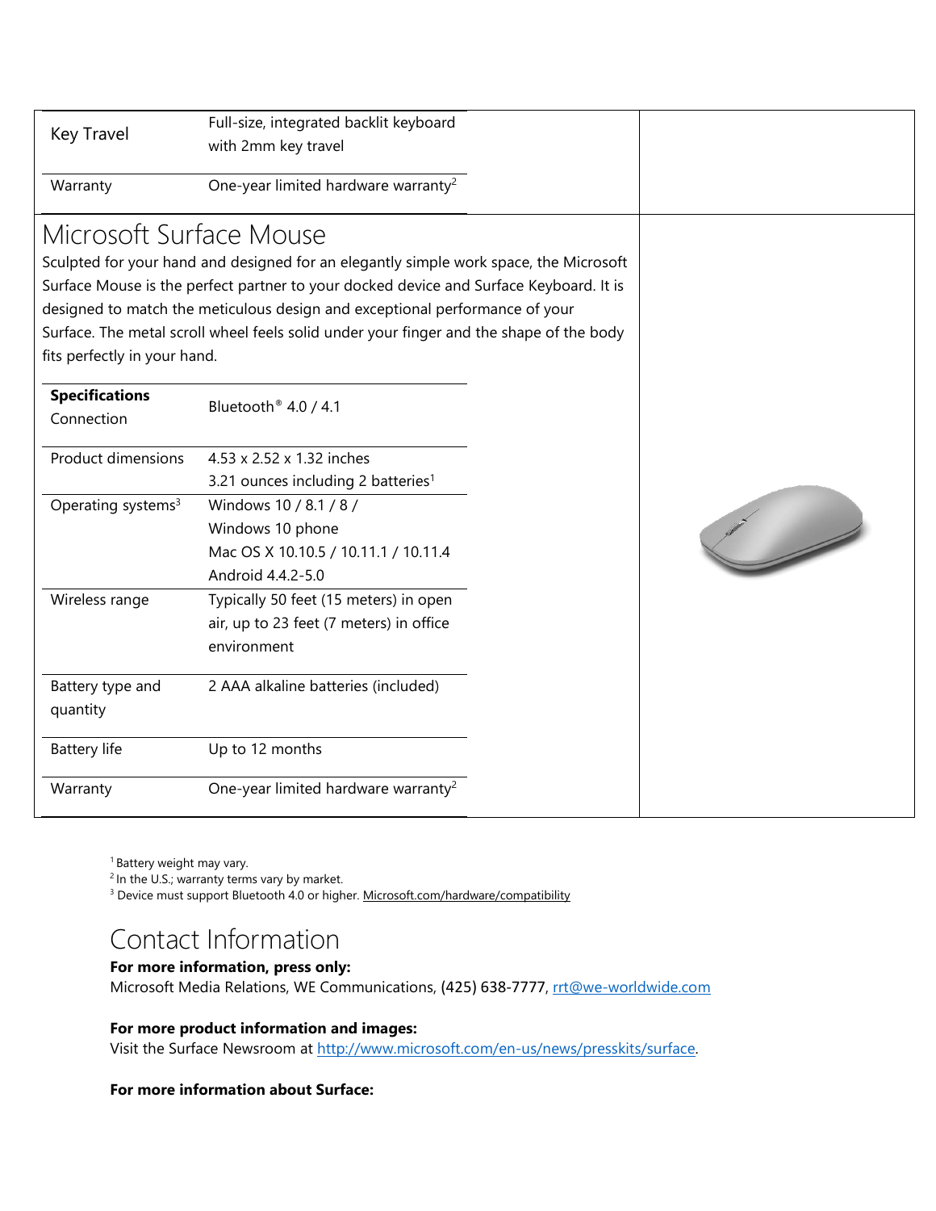| Key Travel | Full-size, integrated backlit keyboard with 2mm key travel |
|---|---|
| Warranty | One-year limited hardware warranty[2] |

## Microsoft Surface Mouse

Sculpted for your hand and designed for an elegantly simple work space, the Microsoft Surface Mouse is the perfect partner to your docked device and Surface Keyboard. It is designed to match the meticulous design and exceptional performance of your Surface. The metal scroll wheel feels solid under your finger and the shape of the body fits perfectly in your hand.

| **Specifications** Connection | Bluetooth® 4.0 / 4.1 |
|---|---|
| Product dimensions | 4.53 x 2.52 x 1.32 inches<br>3.21 ounces including 2 batteries[1] |
| Operating systems[3] | Windows 10 / 8.1 / 8 /<br>Windows 10 phone<br>Mac OS X 10.10.5 / 10.11.1 / 10.11.4<br>Android 4.4.2-5.0 |
| Wireless range | Typically 50 feet (15 meters) in open air, up to 23 feet (7 meters) in office environment |
| Battery type and quantity | 2 AAA alkaline batteries (included) |
| Battery life | Up to 12 months |
| Warranty | One-year limited hardware warranty[2] |

[1] Battery weight may vary.
[2] In the U.S.; warranty terms vary by market.
[3] Device must support Bluetooth 4.0 or higher. Microsoft.com/hardware/compatibility

## Contact Information

**For more information, press only:**
Microsoft Media Relations, WE Communications, (425) 638-7777, rrt@we-worldwide.com

**For more product information and images:**
Visit the Surface Newsroom at http://www.microsoft.com/en-us/news/presskits/surface.

**For more information about Surface:**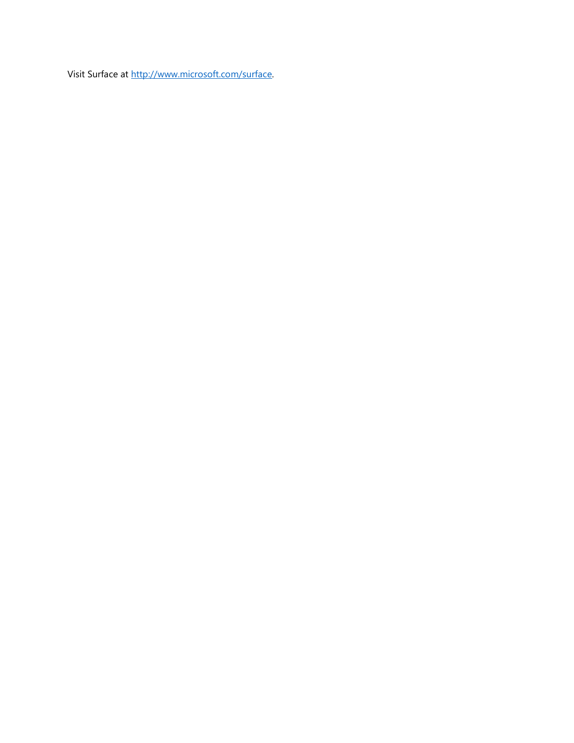Visit Surface at [http://www.microsoft.com/surface](http://www.microsoft.com/surface).